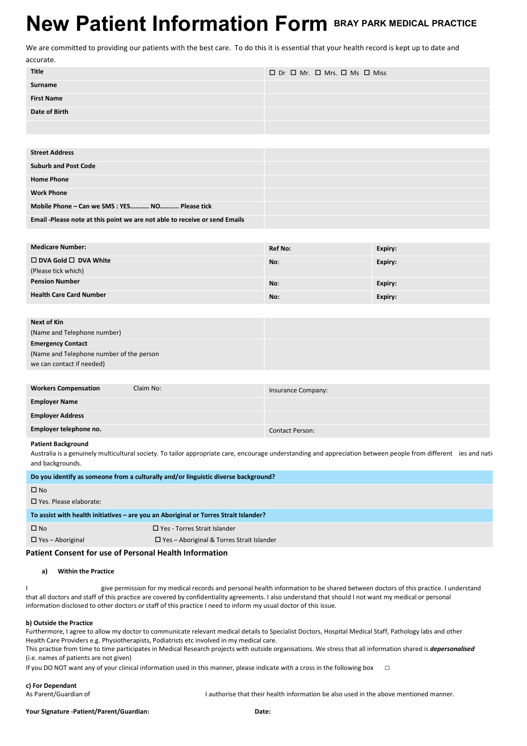# New Patient Information Form

**BRAY PARK MEDICAL PRACTICE**

We are committed to providing our patients with the best care. To do this it is essential that your health record is kept up to date and accurate.

| | |
|---|---|
| **Title** | ☐ Dr ☐ Mr. ☐ Mrs. ☐ Ms ☐ Miss |
| **Surname** | |
| **First Name** | |
| **Date of Birth** | |
| | |

| | |
|---|---|
| **Street Address** | |
| **Suburb and Post Code** | |
| **Home Phone** | |
| **Work Phone** | |
| **Mobile Phone – Can we SMS : YES……….. NO……….. Please tick** | |
| **Email -Please note at this point we are not able to receive or send Emails** | |

| | | |
|---|---|---|
| **Medicare Number:** | **Ref No:** | **Expiry:** |
| ☐ **DVA Gold** ☐ **DVA White** (Please tick which) | **No**: | **Expiry:** |
| **Pension Number** | **No**: | **Expiry:** |
| **Health Care Card Number** | **No:** | **Expiry:** |

| | |
|---|---|
| **Next of Kin** (Name and Telephone number) | |
| **Emergency Contact** (Name and Telephone number of the person we can contact if needed) | |

| | |
|---|---|
| **Workers Compensation** Claim No: | Insurance Company: |
| **Employer Name** | |
| **Employer Address** | |
| **Employer telephone no.** | Contact Person: |

**Patient Background**

Australia is a genuinely multicultural society. To tailor appropriate care, encourage understanding and appreciation between people from different ies and nati and backgrounds.

**Do you identify as someone from a culturally and/or linguistic diverse background?**

☐ No

☐ Yes. Please elaborate:

**To assist with health initiatives – are you an Aboriginal or Torres Strait Islander?**

| | |
|---|---|
| ☐ No | ☐ Yes - Torres Strait Islander |
| ☐ Yes – Aboriginal | ☐ Yes – Aboriginal & Torres Strait Islander |

## Patient Consent for use of Personal Health Information

**a) Within the Practice**

I give permission for my medical records and personal health information to be shared between doctors of this practice. I understand that all doctors and staff of this practice are covered by confidentiality agreements. I also understand that should I not want my medical or personal information disclosed to other doctors or staff of this practice I need to inform my usual doctor of this issue.

**b) Outside the Practice**

Furthermore, I agree to allow my doctor to communicate relevant medical details to Specialist Doctors, Hospital Medical Staff, Pathology labs and other Health Care Providers e.g. Physiotherapists, Podiatrists etc involved in my medical care.

This practice from time to time participates in Medical Research projects with outside organisations. We stress that all information shared is ***depersonalised*** (i.e. names of patients are not given)

If you DO NOT want any of your clinical information used in this manner, please indicate with a cross in the following box ☐

**c) For Dependant**

As Parent/Guardian of I authorise that their health information be also used in the above mentioned manner.

**Your Signature -Patient/Parent/Guardian:** **Date:**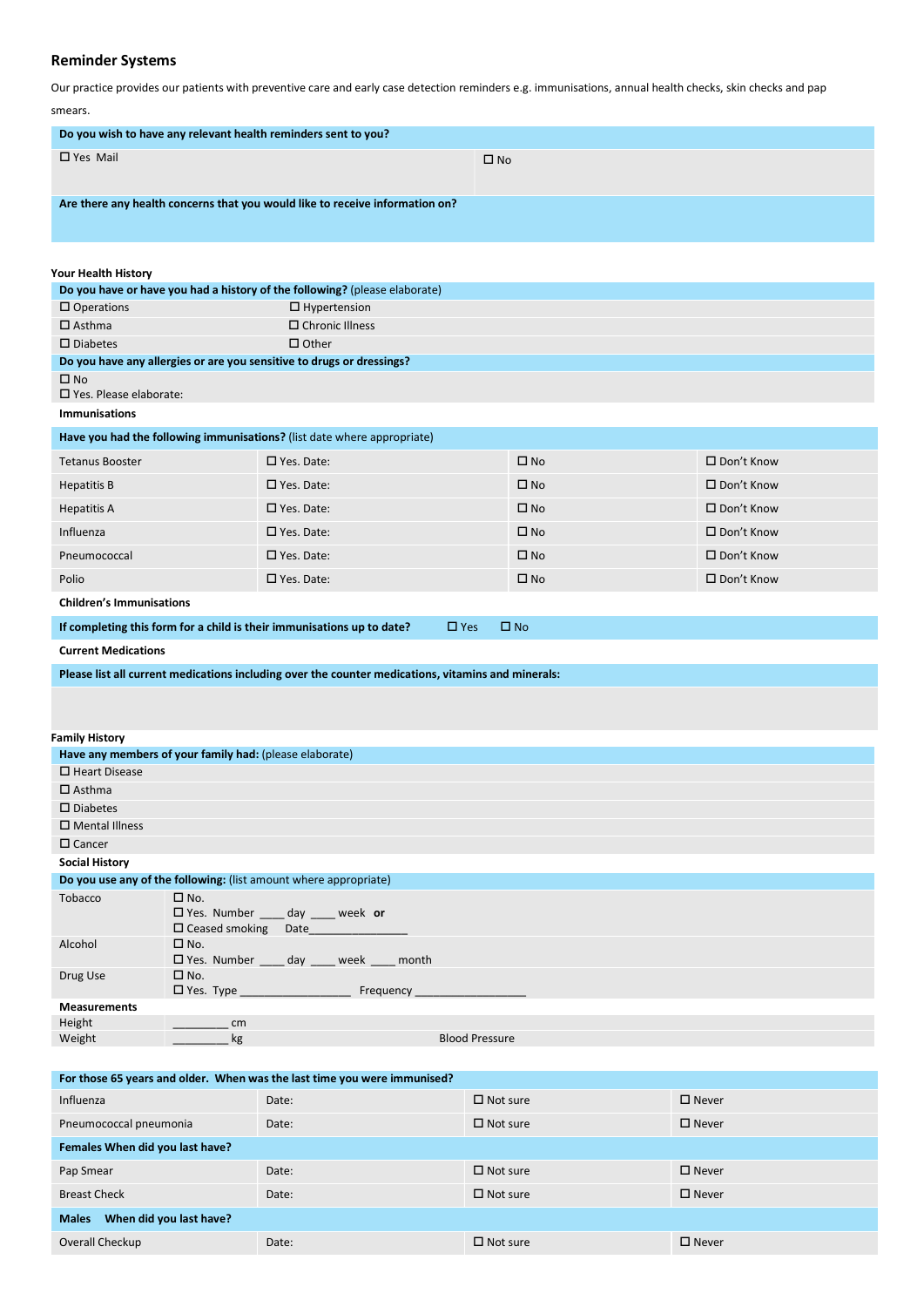## Reminder Systems

Our practice provides our patients with preventive care and early case detection reminders e.g. immunisations, annual health checks, skin checks and pap smears.

| **Do you wish to have any relevant health reminders sent to you?** | |
|---|---|
| ☐ Yes Mail | ☐ No |

**Are there any health concerns that you would like to receive information on?**

### Your Health History

| **Do you have or have you had a history of the following?** (please elaborate) | |
|---|---|
| ☐ Operations | ☐ Hypertension |
| ☐ Asthma | ☐ Chronic Illness |
| ☐ Diabetes | ☐ Other |

**Do you have any allergies or are you sensitive to drugs or dressings?**

☐ No
☐ Yes. Please elaborate:

### Immunisations

| **Have you had the following immunisations?** (list date where appropriate) | | | |
|---|---|---|---|
| Tetanus Booster | ☐ Yes. Date: | ☐ No | ☐ Don't Know |
| Hepatitis B | ☐ Yes. Date: | ☐ No | ☐ Don't Know |
| Hepatitis A | ☐ Yes. Date: | ☐ No | ☐ Don't Know |
| Influenza | ☐ Yes. Date: | ☐ No | ☐ Don't Know |
| Pneumococcal | ☐ Yes. Date: | ☐ No | ☐ Don't Know |
| Polio | ☐ Yes. Date: | ☐ No | ☐ Don't Know |

### Children's Immunisations

**If completing this form for a child is their immunisations up to date?** ☐ Yes ☐ No

### Current Medications

**Please list all current medications including over the counter medications, vitamins and minerals:**

### Family History

**Have any members of your family had:** (please elaborate)

☐ Heart Disease
☐ Asthma
☐ Diabetes
☐ Mental Illness
☐ Cancer

### Social History

| **Do you use any of the following:** (list amount where appropriate) | |
|---|---|
| Tobacco | ☐ No.<br>☐ Yes. Number ____ day ____ week **or**<br>☐ Ceased smoking Date_______________ |
| Alcohol | ☐ No.<br>☐ Yes. Number ____ day ____ week ____ month |
| Drug Use | ☐ No.<br>☐ Yes. Type _________________ Frequency _________________ |

### Measurements

| | | |
|---|---|---|
| Height | _________ cm | |
| Weight | _________ kg | Blood Pressure |

| **For those 65 years and older. When was the last time you were immunised?** | | | |
|---|---|---|---|
| Influenza | Date: | ☐ Not sure | ☐ Never |
| Pneumococcal pneumonia | Date: | ☐ Not sure | ☐ Never |
| **Females When did you last have?** | | | |
| Pap Smear | Date: | ☐ Not sure | ☐ Never |
| Breast Check | Date: | ☐ Not sure | ☐ Never |
| **Males When did you last have?** | | | |
| Overall Checkup | Date: | ☐ Not sure | ☐ Never |